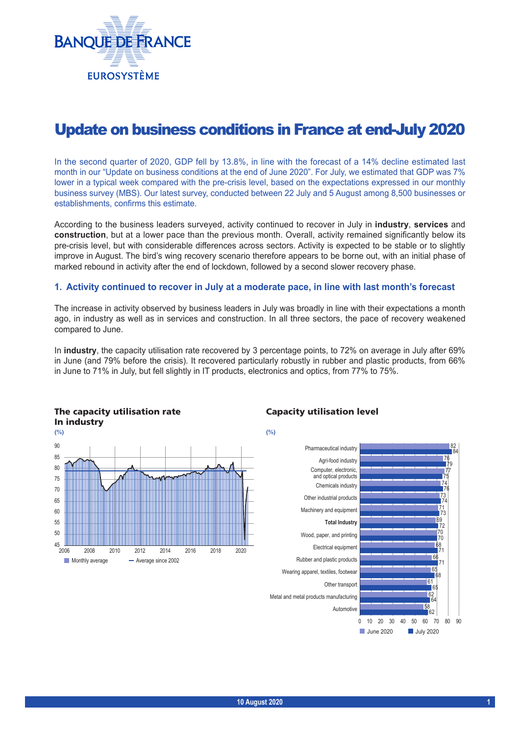# Update on business conditions in France at end-July 2020

In the second quarter of 2020, GDP fell by 13.8%, in line with the forecast of a 14% decline estimated last month in our "Update on business conditions at the end of June 2020". For July, we estimated that GDP was 7% lower in a typical week compared with the pre-crisis level, based on the expectations expressed in our monthly business survey (MBS). Our latest survey, conducted between 22 July and 5 August among 8,500 businesses or establishments, confirms this estimate.

According to the business leaders surveyed, activity continued to recover in July in **industry**, **services** and **construction**, but at a lower pace than the previous month. Overall, activity remained significantly below its pre-crisis level, but with considerable differences across sectors. Activity is expected to be stable or to slightly improve in August. The bird's wing recovery scenario therefore appears to be borne out, with an initial phase of marked rebound in activity after the end of lockdown, followed by a second slower recovery phase.

## 1. Activity continued to recover in July at a moderate pace, in line with last month's forecast

The increase in activity observed by business leaders in July was broadly in line with their expectations a month ago, in industry as well as in services and construction. In all three sectors, the pace of recovery weakened compared to June.

In **industry**, the capacity utilisation rate recovered by 3 percentage points, to 72% on average in July after 69% in June (and 79% before the crisis). It recovered particularly robustly in rubber and plastic products, from 66% in June to 71% in July, but fell slightly in IT products, electronics and optics, from 77% to 75%.

**The capacity utilisation rate In industry**

(%)

Legend: Monthly average; Average since 2002

**Capacity utilisation level**

(%)

| Sector | June 2020 | July 2020 |
|---|---|---|
| Pharmaceutical industry | 82 | 84 |
| Agri-food industry | 76 | 79 |
| Computer, electronic, and optical products | 77 | 75 |
| Chemicals industry | 74 | 76 |
| Other industrial products | 73 | 74 |
| Machinery and equipment | 71 | 73 |
| **Total Industry** | 69 | 72 |
| Wood, paper, and printing | 70 | 70 |
| Electrical equipment | 68 | 71 |
| Rubber and plastic products | 66 | 71 |
| Wearing apparel, textiles, footwear | 65 | 68 |
| Other transport | 61 | 65 |
| Metal and metal products manufacturing | 62 | 64 |
| Automotive | 58 | 62 |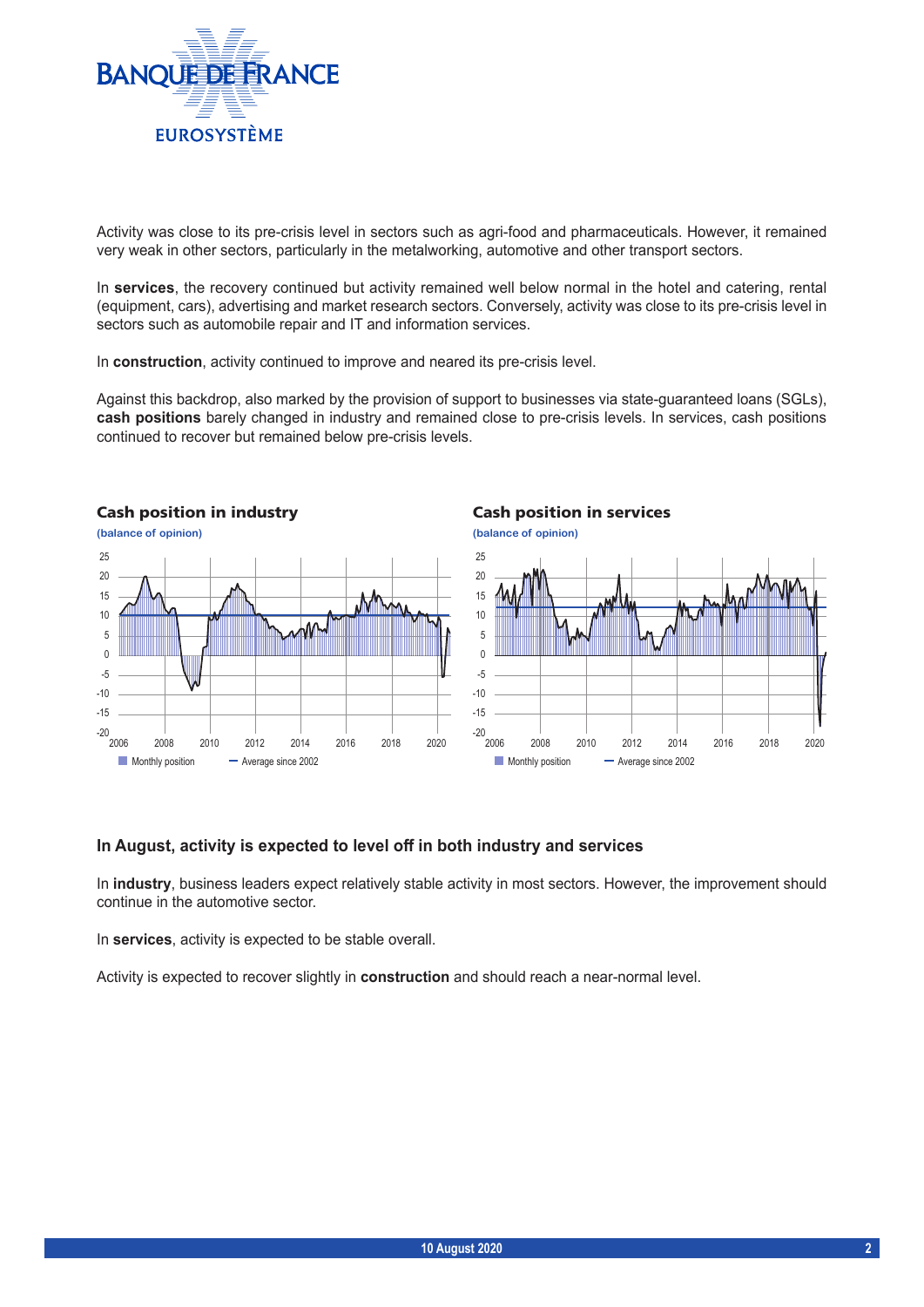Activity was close to its pre-crisis level in sectors such as agri-food and pharmaceuticals. However, it remained very weak in other sectors, particularly in the metalworking, automotive and other transport sectors.

In **services**, the recovery continued but activity remained well below normal in the hotel and catering, rental (equipment, cars), advertising and market research sectors. Conversely, activity was close to its pre-crisis level in sectors such as automobile repair and IT and information services.

In **construction**, activity continued to improve and neared its pre-crisis level.

Against this backdrop, also marked by the provision of support to businesses via state-guaranteed loans (SGLs), **cash positions** barely changed in industry and remained close to pre-crisis levels. In services, cash positions continued to recover but remained below pre-crisis levels.

**Cash position in industry**

(balance of opinion)

**Cash position in services**

(balance of opinion)

## In August, activity is expected to level off in both industry and services

In **industry**, business leaders expect relatively stable activity in most sectors. However, the improvement should continue in the automotive sector.

In **services**, activity is expected to be stable overall.

Activity is expected to recover slightly in **construction** and should reach a near-normal level.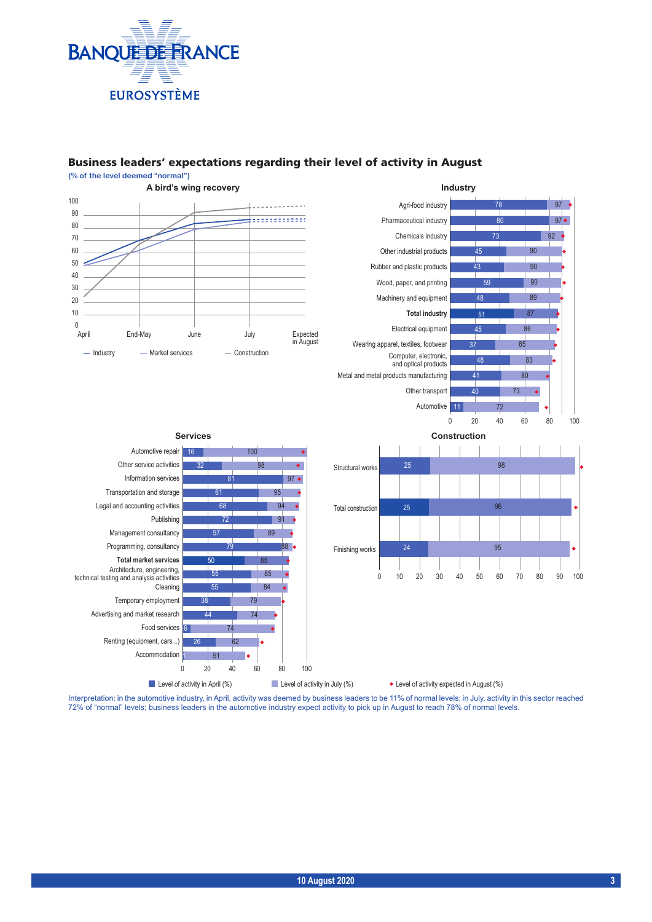## Business leaders' expectations regarding their level of activity in August

**(% of the level deemed "normal")**

**A bird's wing recovery**

(Line chart: Industry, Market services, Construction — April, End-May, June, July, Expected in August)

**Industry**

| Sector | Level of activity in April (%) | Level of activity in July (%) |
|---|---|---|
| Agri-food industry | 78 | 97 |
| Pharmaceutical industry | 80 | 97 |
| Chemicals industry | 73 | 92 |
| Other industrial products | 45 | 90 |
| Rubber and plastic products | 43 | 90 |
| Wood, paper, and printing | 59 | 90 |
| Machinery and equipment | 48 | 89 |
| **Total industry** | 51 | 87 |
| Electrical equipment | 45 | 86 |
| Wearing apparel, textiles, footwear | 37 | 85 |
| Computer, electronic, and optical products | 48 | 83 |
| Metal and metal products manufacturing | 41 | 80 |
| Other transport | 40 | 73 |
| Automotive | 11 | 72 |

**Services**

| Sector | Level of activity in April (%) | Level of activity in July (%) |
|---|---|---|
| Automotive repair | 16 | 100 |
| Other service activities | 32 | 98 |
| Information services | 81 | 97 |
| Transportation and storage | 61 | 95 |
| Legal and accounting activities | 68 | 94 |
| Publishing | 72 | 91 |
| Management consultancy | 57 | 89 |
| Programming, consultancy | 79 | 88 |
| **Total market services** | 50 | 85 |
| Architecture, engineering, technical testing and analysis activities | 55 | 85 |
| Cleaning | 55 | 84 |
| Temporary employment | 38 | 79 |
| Advertising and market research | 44 | 74 |
| Food services | 6 | 74 |
| Renting (equipment, cars...) | 26 | 62 |
| Accommodation | 1 | 51 |

**Construction**

| Sector | Level of activity in April (%) | Level of activity in July (%) |
|---|---|---|
| Structural works | 25 | 98 |
| Total construction | 25 | 96 |
| Finishing works | 24 | 95 |

Level of activity in April (%) — Level of activity in July (%) — ◆ Level of activity expected in August (%)

Interpretation: in the automotive industry, in April, activity was deemed by business leaders to be 11% of normal levels; in July, activity in this sector reached 72% of "normal" levels; business leaders in the automotive industry expect activity to pick up in August to reach 78% of normal levels.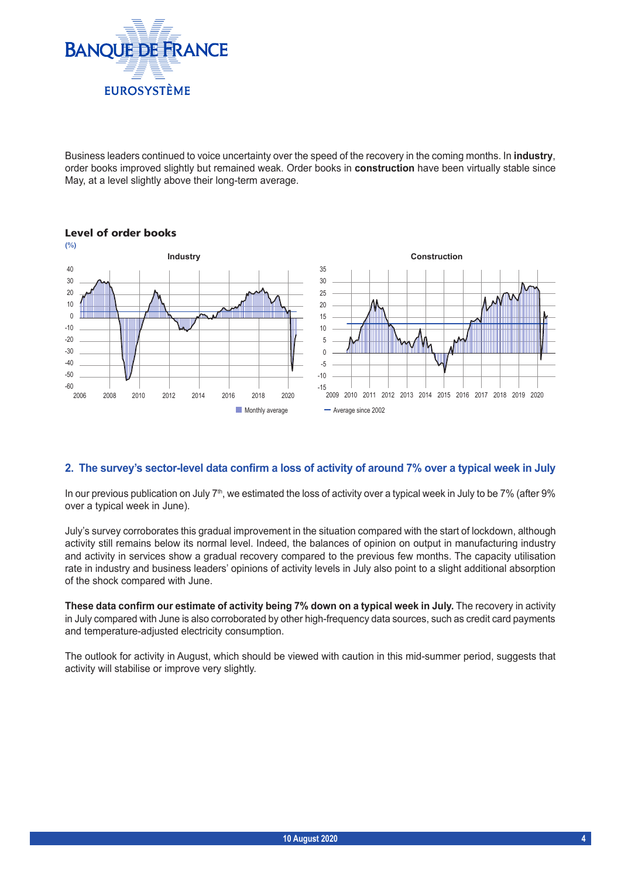Business leaders continued to voice uncertainty over the speed of the recovery in the coming months. In **industry**, order books improved slightly but remained weak. Order books in **construction** have been virtually stable since May, at a level slightly above their long-term average.

**Level of order books**

(%)

Industry

40
30
20
10
0
-10
-20
-30
-40
-50
-60

2006 2008 2010 2012 2014 2016 2018 2020

Construction

35
30
25
20
15
10
5
0
-5
-10
-15

2009 2010 2011 2012 2013 2014 2015 2016 2017 2018 2019 2020

Monthly average

Average since 2002

## 2. The survey's sector-level data confirm a loss of activity of around 7% over a typical week in July

In our previous publication on July 7th, we estimated the loss of activity over a typical week in July to be 7% (after 9% over a typical week in June).

July's survey corroborates this gradual improvement in the situation compared with the start of lockdown, although activity still remains below its normal level. Indeed, the balances of opinion on output in manufacturing industry and activity in services show a gradual recovery compared to the previous few months. The capacity utilisation rate in industry and business leaders' opinions of activity levels in July also point to a slight additional absorption of the shock compared with June.

**These data confirm our estimate of activity being 7% down on a typical week in July.** The recovery in activity in July compared with June is also corroborated by other high-frequency data sources, such as credit card payments and temperature-adjusted electricity consumption.

The outlook for activity in August, which should be viewed with caution in this mid-summer period, suggests that activity will stabilise or improve very slightly.